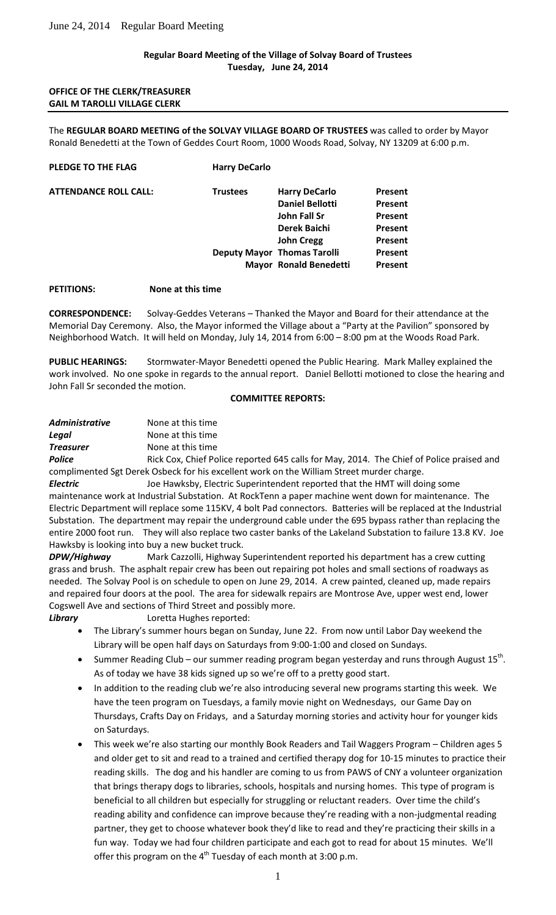**Regular Board Meeting of the Village of Solvay Board of Trustees**
**Tuesday, June 24, 2014**

**OFFICE OF THE CLERK/TREASURER**
**GAIL M TAROLLI VILLAGE CLERK**

---

The **REGULAR BOARD MEETING of the SOLVAY VILLAGE BOARD OF TRUSTEES** was called to order by Mayor Ronald Benedetti at the Town of Geddes Court Room, 1000 Woods Road, Solvay, NY 13209 at 6:00 p.m.

**PLEDGE TO THE FLAG** **Harry DeCarlo**

| **ATTENDANCE ROLL CALL:** | **Trustees** | **Harry DeCarlo** | **Present** |
|---|---|---|---|
| | | **Daniel Bellotti** | **Present** |
| | | **John Fall Sr** | **Present** |
| | | **Derek Baichi** | **Present** |
| | | **John Cregg** | **Present** |
| | **Deputy Mayor** | **Thomas Tarolli** | **Present** |
| | **Mayor** | **Ronald Benedetti** | **Present** |

**PETITIONS:** None at this time

**CORRESPONDENCE:** Solvay-Geddes Veterans – Thanked the Mayor and Board for their attendance at the Memorial Day Ceremony. Also, the Mayor informed the Village about a "Party at the Pavilion" sponsored by Neighborhood Watch. It will held on Monday, July 14, 2014 from 6:00 – 8:00 pm at the Woods Road Park.

**PUBLIC HEARINGS:** Stormwater-Mayor Benedetti opened the Public Hearing. Mark Malley explained the work involved. No one spoke in regards to the annual report. Daniel Bellotti motioned to close the hearing and John Fall Sr seconded the motion.

**COMMITTEE REPORTS:**

***Administrative*** None at this time

***Legal*** None at this time

***Treasurer*** None at this time

***Police*** Rick Cox, Chief Police reported 645 calls for May, 2014. The Chief of Police praised and complimented Sgt Derek Osbeck for his excellent work on the William Street murder charge.

***Electric*** Joe Hawksby, Electric Superintendent reported that the HMT will doing some maintenance work at Industrial Substation. At RockTenn a paper machine went down for maintenance. The Electric Department will replace some 115KV, 4 bolt Pad connectors. Batteries will be replaced at the Industrial Substation. The department may repair the underground cable under the 695 bypass rather than replacing the entire 2000 foot run. They will also replace two caster banks of the Lakeland Substation to failure 13.8 KV. Joe Hawksby is looking into buy a new bucket truck.

***DPW/Highway*** Mark Cazzolli, Highway Superintendent reported his department has a crew cutting grass and brush. The asphalt repair crew has been out repairing pot holes and small sections of roadways as needed. The Solvay Pool is on schedule to open on June 29, 2014. A crew painted, cleaned up, made repairs and repaired four doors at the pool. The area for sidewalk repairs are Montrose Ave, upper west end, lower Cogswell Ave and sections of Third Street and possibly more.

***Library*** Loretta Hughes reported:

- The Library's summer hours began on Sunday, June 22. From now until Labor Day weekend the Library will be open half days on Saturdays from 9:00-1:00 and closed on Sundays.
- Summer Reading Club – our summer reading program began yesterday and runs through August 15th. As of today we have 38 kids signed up so we're off to a pretty good start.
- In addition to the reading club we're also introducing several new programs starting this week. We have the teen program on Tuesdays, a family movie night on Wednesdays, our Game Day on Thursdays, Crafts Day on Fridays, and a Saturday morning stories and activity hour for younger kids on Saturdays.
- This week we're also starting our monthly Book Readers and Tail Waggers Program – Children ages 5 and older get to sit and read to a trained and certified therapy dog for 10-15 minutes to practice their reading skills. The dog and his handler are coming to us from PAWS of CNY a volunteer organization that brings therapy dogs to libraries, schools, hospitals and nursing homes. This type of program is beneficial to all children but especially for struggling or reluctant readers. Over time the child's reading ability and confidence can improve because they're reading with a non-judgmental reading partner, they get to choose whatever book they'd like to read and they're practicing their skills in a fun way. Today we had four children participate and each got to read for about 15 minutes. We'll offer this program on the 4th Tuesday of each month at 3:00 p.m.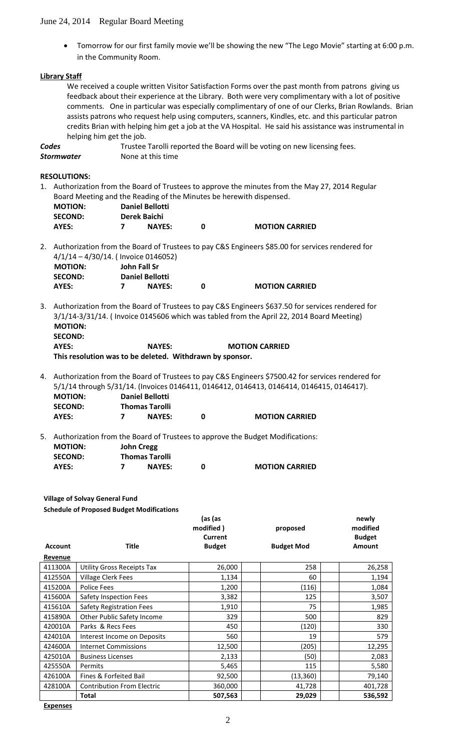- Tomorrow for our first family movie we'll be showing the new "The Lego Movie" starting at 6:00 p.m. in the Community Room.

**Library Staff**

We received a couple written Visitor Satisfaction Forms over the past month from patrons giving us feedback about their experience at the Library. Both were very complimentary with a lot of positive comments. One in particular was especially complimentary of one of our Clerks, Brian Rowlands. Brian assists patrons who request help using computers, scanners, Kindles, etc. and this particular patron credits Brian with helping him get a job at the VA Hospital. He said his assistance was instrumental in helping him get the job.

***Codes*** Trustee Tarolli reported the Board will be voting on new licensing fees.

***Stormwater*** None at this time

**RESOLUTIONS:**

1. Authorization from the Board of Trustees to approve the minutes from the May 27, 2014 Regular Board Meeting and the Reading of the Minutes be herewith dispensed.

**MOTION:** **Daniel Bellotti**
**SECOND:** **Derek Baichi**
**AYES:** **7** **NAYES:** **0** **MOTION CARRIED**

2. Authorization from the Board of Trustees to pay C&S Engineers $85.00 for services rendered for 4/1/14 – 4/30/14. ( Invoice 0146052)

**MOTION:** **John Fall Sr**
**SECOND:** **Daniel Bellotti**
**AYES:** **7** **NAYES:** **0** **MOTION CARRIED**

3. Authorization from the Board of Trustees to pay C&S Engineers $637.50 for services rendered for 3/1/14-3/31/14. ( Invoice 0145606 which was tabled from the April 22, 2014 Board Meeting)

**MOTION:**
**SECOND:**
**AYES:** **NAYES:** **MOTION CARRIED**

**This resolution was to be deleted. Withdrawn by sponsor.**

4. Authorization from the Board of Trustees to pay C&S Engineers $7500.42 for services rendered for 5/1/14 through 5/31/14. (Invoices 0146411, 0146412, 0146413, 0146414, 0146415, 0146417).

**MOTION:** **Daniel Bellotti**
**SECOND:** **Thomas Tarolli**
**AYES:** **7** **NAYES:** **0** **MOTION CARRIED**

5. Authorization from the Board of Trustees to approve the Budget Modifications:

**MOTION:** **John Cregg**
**SECOND:** **Thomas Tarolli**
**AYES:** **7** **NAYES:** **0** **MOTION CARRIED**

**Village of Solvay General Fund**
**Schedule of Proposed Budget Modifications**

| Account | Title | (as (as modified ) Current Budget | proposed Budget Mod | newly modified Budget Amount |
|---|---|---|---|---|
| **Revenue** | | | | |
| 411300A | Utility Gross Receipts Tax | 26,000 | 258 | 26,258 |
| 412550A | Village Clerk Fees | 1,134 | 60 | 1,194 |
| 415200A | Police Fees | 1,200 | (116) | 1,084 |
| 415600A | Safety Inspection Fees | 3,382 | 125 | 3,507 |
| 415610A | Safety Registration Fees | 1,910 | 75 | 1,985 |
| 415890A | Other Public Safety Income | 329 | 500 | 829 |
| 420010A | Parks & Recs Fees | 450 | (120) | 330 |
| 424010A | Interest Income on Deposits | 560 | 19 | 579 |
| 424600A | Internet Commissions | 12,500 | (205) | 12,295 |
| 425010A | Business Licenses | 2,133 | (50) | 2,083 |
| 425550A | Permits | 5,465 | 115 | 5,580 |
| 426100A | Fines & Forfeited Bail | 92,500 | (13,360) | 79,140 |
| 428100A | Contribution From Electric | 360,000 | 41,728 | 401,728 |
| | **Total** | **507,563** | **29,029** | **536,592** |

**Expenses**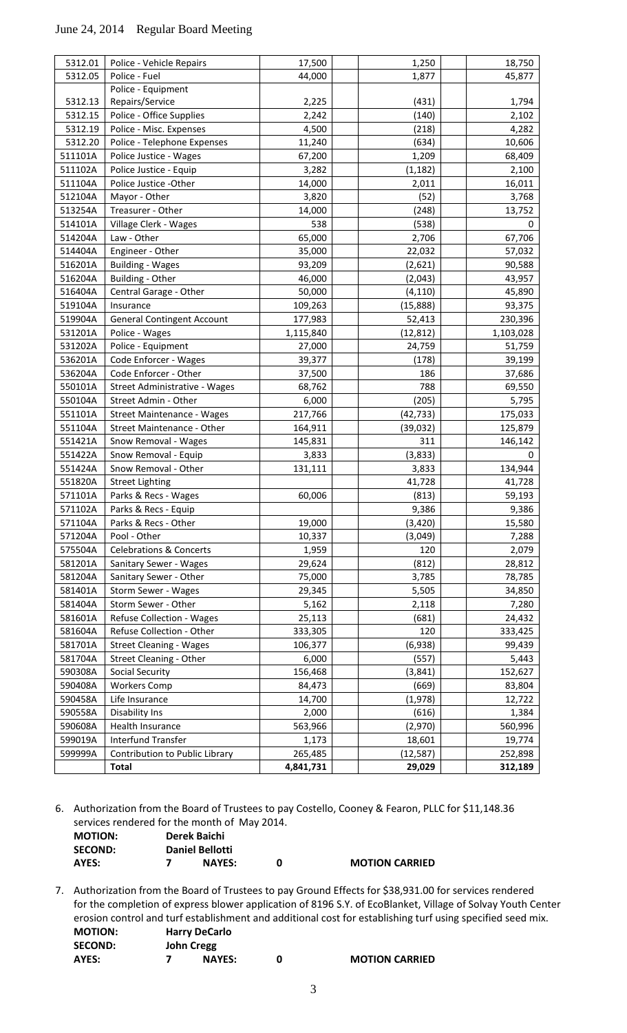| | | | | |
|---|---|---|---|---|
| 5312.01 | Police - Vehicle Repairs | 17,500 | 1,250 | 18,750 |
| 5312.05 | Police - Fuel | 44,000 | 1,877 | 45,877 |
| 5312.13 | Police - Equipment Repairs/Service | 2,225 | (431) | 1,794 |
| 5312.15 | Police - Office Supplies | 2,242 | (140) | 2,102 |
| 5312.19 | Police - Misc. Expenses | 4,500 | (218) | 4,282 |
| 5312.20 | Police - Telephone Expenses | 11,240 | (634) | 10,606 |
| 511101A | Police Justice - Wages | 67,200 | 1,209 | 68,409 |
| 511102A | Police Justice - Equip | 3,282 | (1,182) | 2,100 |
| 511104A | Police Justice -Other | 14,000 | 2,011 | 16,011 |
| 512104A | Mayor - Other | 3,820 | (52) | 3,768 |
| 513254A | Treasurer - Other | 14,000 | (248) | 13,752 |
| 514101A | Village Clerk - Wages | 538 | (538) | 0 |
| 514204A | Law - Other | 65,000 | 2,706 | 67,706 |
| 514404A | Engineer - Other | 35,000 | 22,032 | 57,032 |
| 516201A | Building - Wages | 93,209 | (2,621) | 90,588 |
| 516204A | Building - Other | 46,000 | (2,043) | 43,957 |
| 516404A | Central Garage - Other | 50,000 | (4,110) | 45,890 |
| 519104A | Insurance | 109,263 | (15,888) | 93,375 |
| 519904A | General Contingent Account | 177,983 | 52,413 | 230,396 |
| 531201A | Police - Wages | 1,115,840 | (12,812) | 1,103,028 |
| 531202A | Police - Equipment | 27,000 | 24,759 | 51,759 |
| 536201A | Code Enforcer - Wages | 39,377 | (178) | 39,199 |
| 536204A | Code Enforcer - Other | 37,500 | 186 | 37,686 |
| 550101A | Street Administrative - Wages | 68,762 | 788 | 69,550 |
| 550104A | Street Admin - Other | 6,000 | (205) | 5,795 |
| 551101A | Street Maintenance - Wages | 217,766 | (42,733) | 175,033 |
| 551104A | Street Maintenance - Other | 164,911 | (39,032) | 125,879 |
| 551421A | Snow Removal - Wages | 145,831 | 311 | 146,142 |
| 551422A | Snow Removal - Equip | 3,833 | (3,833) | 0 |
| 551424A | Snow Removal - Other | 131,111 | 3,833 | 134,944 |
| 551820A | Street Lighting | | 41,728 | 41,728 |
| 571101A | Parks & Recs - Wages | 60,006 | (813) | 59,193 |
| 571102A | Parks & Recs - Equip | | 9,386 | 9,386 |
| 571104A | Parks & Recs - Other | 19,000 | (3,420) | 15,580 |
| 571204A | Pool - Other | 10,337 | (3,049) | 7,288 |
| 575504A | Celebrations & Concerts | 1,959 | 120 | 2,079 |
| 581201A | Sanitary Sewer - Wages | 29,624 | (812) | 28,812 |
| 581204A | Sanitary Sewer - Other | 75,000 | 3,785 | 78,785 |
| 581401A | Storm Sewer - Wages | 29,345 | 5,505 | 34,850 |
| 581404A | Storm Sewer - Other | 5,162 | 2,118 | 7,280 |
| 581601A | Refuse Collection - Wages | 25,113 | (681) | 24,432 |
| 581604A | Refuse Collection - Other | 333,305 | 120 | 333,425 |
| 581701A | Street Cleaning - Wages | 106,377 | (6,938) | 99,439 |
| 581704A | Street Cleaning - Other | 6,000 | (557) | 5,443 |
| 590308A | Social Security | 156,468 | (3,841) | 152,627 |
| 590408A | Workers Comp | 84,473 | (669) | 83,804 |
| 590458A | Life Insurance | 14,700 | (1,978) | 12,722 |
| 590558A | Disability Ins | 2,000 | (616) | 1,384 |
| 590608A | Health Insurance | 563,966 | (2,970) | 560,996 |
| 599019A | Interfund Transfer | 1,173 | 18,601 | 19,774 |
| 599999A | Contribution to Public Library | 265,485 | (12,587) | 252,898 |
| | **Total** | **4,841,731** | **29,029** | **312,189** |

6. Authorization from the Board of Trustees to pay Costello, Cooney & Fearon, PLLC for $11,148.36 services rendered for the month of May 2014.

**MOTION:** **Derek Baichi**
**SECOND:** **Daniel Bellotti**
**AYES:** **7** **NAYES:** **0** **MOTION CARRIED**

7. Authorization from the Board of Trustees to pay Ground Effects for $38,931.00 for services rendered for the completion of express blower application of 8196 S.Y. of EcoBlanket, Village of Solvay Youth Center erosion control and turf establishment and additional cost for establishing turf using specified seed mix.

**MOTION:** **Harry DeCarlo**
**SECOND:** **John Cregg**
**AYES:** **7** **NAYES:** **0** **MOTION CARRIED**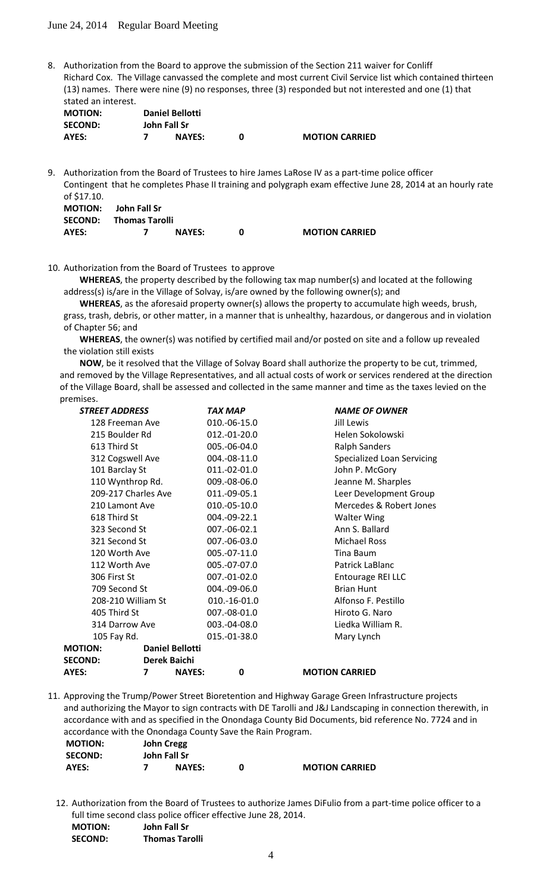8. Authorization from the Board to approve the submission of the Section 211 waiver for Conliff Richard Cox. The Village canvassed the complete and most current Civil Service list which contained thirteen (13) names. There were nine (9) no responses, three (3) responded but not interested and one (1) that stated an interest.

| | | | | |
|---|---|---|---|---|
| **MOTION:** | **Daniel Bellotti** | | | |
| **SECOND:** | **John Fall Sr** | | | |
| **AYES:** | **7** | **NAYES:** | **0** | **MOTION CARRIED** |

9. Authorization from the Board of Trustees to hire James LaRose IV as a part-time police officer Contingent that he completes Phase II training and polygraph exam effective June 28, 2014 at an hourly rate of $17.10.

| | | | | |
|---|---|---|---|---|
| **MOTION:** | **John Fall Sr** | | | |
| **SECOND:** | **Thomas Tarolli** | | | |
| **AYES:** | **7** | **NAYES:** | **0** | **MOTION CARRIED** |

10. Authorization from the Board of Trustees to approve

**WHEREAS**, the property described by the following tax map number(s) and located at the following address(s) is/are in the Village of Solvay, is/are owned by the following owner(s); and

**WHEREAS**, as the aforesaid property owner(s) allows the property to accumulate high weeds, brush, grass, trash, debris, or other matter, in a manner that is unhealthy, hazardous, or dangerous and in violation of Chapter 56; and

**WHEREAS**, the owner(s) was notified by certified mail and/or posted on site and a follow up revealed the violation still exists

**NOW**, be it resolved that the Village of Solvay Board shall authorize the property to be cut, trimmed, and removed by the Village Representatives, and all actual costs of work or services rendered at the direction of the Village Board, shall be assessed and collected in the same manner and time as the taxes levied on the premises.

| ***STREET ADDRESS*** | ***TAX MAP*** | ***NAME OF OWNER*** |
|---|---|---|
| 128 Freeman Ave | 010.-06-15.0 | Jill Lewis |
| 215 Boulder Rd | 012.-01-20.0 | Helen Sokolowski |
| 613 Third St | 005.-06-04.0 | Ralph Sanders |
| 312 Cogswell Ave | 004.-08-11.0 | Specialized Loan Servicing |
| 101 Barclay St | 011.-02-01.0 | John P. McGory |
| 110 Wynthrop Rd. | 009.-08-06.0 | Jeanne M. Sharples |
| 209-217 Charles Ave | 011.-09-05.1 | Leer Development Group |
| 210 Lamont Ave | 010.-05-10.0 | Mercedes & Robert Jones |
| 618 Third St | 004.-09-22.1 | Walter Wing |
| 323 Second St | 007.-06-02.1 | Ann S. Ballard |
| 321 Second St | 007.-06-03.0 | Michael Ross |
| 120 Worth Ave | 005.-07-11.0 | Tina Baum |
| 112 Worth Ave | 005.-07-07.0 | Patrick LaBlanc |
| 306 First St | 007.-01-02.0 | Entourage REI LLC |
| 709 Second St | 004.-09-06.0 | Brian Hunt |
| 208-210 William St | 010.-16-01.0 | Alfonso F. Pestillo |
| 405 Third St | 007.-08-01.0 | Hiroto G. Naro |
| 314 Darrow Ave | 003.-04-08.0 | Liedka William R. |
| 105 Fay Rd. | 015.-01-38.0 | Mary Lynch |

| | | | | |
|---|---|---|---|---|
| **MOTION:** | **Daniel Bellotti** | | | |
| **SECOND:** | **Derek Baichi** | | | |
| **AYES:** | **7** | **NAYES:** | **0** | **MOTION CARRIED** |

11. Approving the Trump/Power Street Bioretention and Highway Garage Green Infrastructure projects and authorizing the Mayor to sign contracts with DE Tarolli and J&J Landscaping in connection therewith, in accordance with and as specified in the Onondaga County Bid Documents, bid reference No. 7724 and in accordance with the Onondaga County Save the Rain Program.

| | | | | |
|---|---|---|---|---|
| **MOTION:** | **John Cregg** | | | |
| **SECOND:** | **John Fall Sr** | | | |
| **AYES:** | **7** | **NAYES:** | **0** | **MOTION CARRIED** |

12. Authorization from the Board of Trustees to authorize James DiFulio from a part-time police officer to a full time second class police officer effective June 28, 2014.

| | |
|---|---|
| **MOTION:** | **John Fall Sr** |
| **SECOND:** | **Thomas Tarolli** |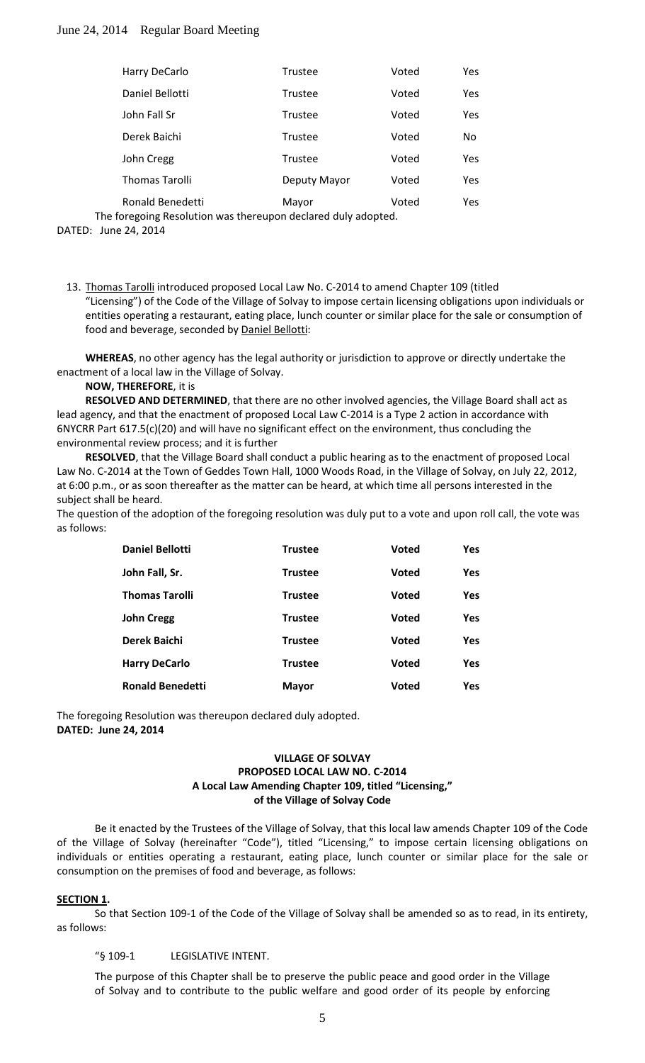| Harry DeCarlo | Trustee | Voted | Yes |
|---|---|---|---|
| Daniel Bellotti | Trustee | Voted | Yes |
| John Fall Sr | Trustee | Voted | Yes |
| Derek Baichi | Trustee | Voted | No |
| John Cregg | Trustee | Voted | Yes |
| Thomas Tarolli | Deputy Mayor | Voted | Yes |
| Ronald Benedetti | Mayor | Voted | Yes |

The foregoing Resolution was thereupon declared duly adopted.

DATED: June 24, 2014

13. Thomas Tarolli introduced proposed Local Law No. C-2014 to amend Chapter 109 (titled "Licensing") of the Code of the Village of Solvay to impose certain licensing obligations upon individuals or entities operating a restaurant, eating place, lunch counter or similar place for the sale or consumption of food and beverage, seconded by Daniel Bellotti:

**WHEREAS**, no other agency has the legal authority or jurisdiction to approve or directly undertake the enactment of a local law in the Village of Solvay.

**NOW, THEREFORE**, it is

**RESOLVED AND DETERMINED**, that there are no other involved agencies, the Village Board shall act as lead agency, and that the enactment of proposed Local Law C-2014 is a Type 2 action in accordance with 6NYCRR Part 617.5(c)(20) and will have no significant effect on the environment, thus concluding the environmental review process; and it is further

**RESOLVED**, that the Village Board shall conduct a public hearing as to the enactment of proposed Local Law No. C-2014 at the Town of Geddes Town Hall, 1000 Woods Road, in the Village of Solvay, on July 22, 2012, at 6:00 p.m., or as soon thereafter as the matter can be heard, at which time all persons interested in the subject shall be heard.

The question of the adoption of the foregoing resolution was duly put to a vote and upon roll call, the vote was as follows:

| **Daniel Bellotti** | **Trustee** | **Voted** | **Yes** |
|---|---|---|---|
| **John Fall, Sr.** | **Trustee** | **Voted** | **Yes** |
| **Thomas Tarolli** | **Trustee** | **Voted** | **Yes** |
| **John Cregg** | **Trustee** | **Voted** | **Yes** |
| **Derek Baichi** | **Trustee** | **Voted** | **Yes** |
| **Harry DeCarlo** | **Trustee** | **Voted** | **Yes** |
| **Ronald Benedetti** | **Mayor** | **Voted** | **Yes** |

The foregoing Resolution was thereupon declared duly adopted.

**DATED: June 24, 2014**

**VILLAGE OF SOLVAY**
**PROPOSED LOCAL LAW NO. C-2014**
**A Local Law Amending Chapter 109, titled "Licensing,"**
**of the Village of Solvay Code**

Be it enacted by the Trustees of the Village of Solvay, that this local law amends Chapter 109 of the Code of the Village of Solvay (hereinafter "Code"), titled "Licensing," to impose certain licensing obligations on individuals or entities operating a restaurant, eating place, lunch counter or similar place for the sale or consumption on the premises of food and beverage, as follows:

**SECTION 1.**

So that Section 109-1 of the Code of the Village of Solvay shall be amended so as to read, in its entirety, as follows:

"§ 109-1 LEGISLATIVE INTENT.

The purpose of this Chapter shall be to preserve the public peace and good order in the Village of Solvay and to contribute to the public welfare and good order of its people by enforcing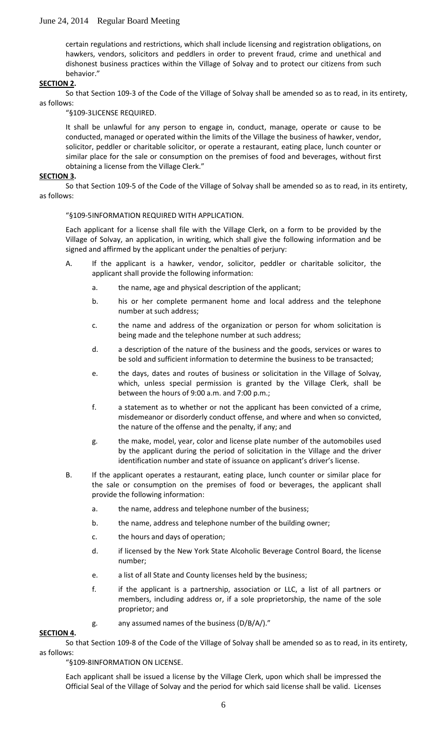certain regulations and restrictions, which shall include licensing and registration obligations, on hawkers, vendors, solicitors and peddlers in order to prevent fraud, crime and unethical and dishonest business practices within the Village of Solvay and to protect our citizens from such behavior."

**SECTION 2.**

So that Section 109-3 of the Code of the Village of Solvay shall be amended so as to read, in its entirety, as follows:

"§109-3LICENSE REQUIRED.

It shall be unlawful for any person to engage in, conduct, manage, operate or cause to be conducted, managed or operated within the limits of the Village the business of hawker, vendor, solicitor, peddler or charitable solicitor, or operate a restaurant, eating place, lunch counter or similar place for the sale or consumption on the premises of food and beverages, without first obtaining a license from the Village Clerk."

**SECTION 3.**

So that Section 109-5 of the Code of the Village of Solvay shall be amended so as to read, in its entirety, as follows:

"§109-5INFORMATION REQUIRED WITH APPLICATION.

Each applicant for a license shall file with the Village Clerk, on a form to be provided by the Village of Solvay, an application, in writing, which shall give the following information and be signed and affirmed by the applicant under the penalties of perjury:

A. If the applicant is a hawker, vendor, solicitor, peddler or charitable solicitor, the applicant shall provide the following information:

   a. the name, age and physical description of the applicant;

   b. his or her complete permanent home and local address and the telephone number at such address;

   c. the name and address of the organization or person for whom solicitation is being made and the telephone number at such address;

   d. a description of the nature of the business and the goods, services or wares to be sold and sufficient information to determine the business to be transacted;

   e. the days, dates and routes of business or solicitation in the Village of Solvay, which, unless special permission is granted by the Village Clerk, shall be between the hours of 9:00 a.m. and 7:00 p.m.;

   f. a statement as to whether or not the applicant has been convicted of a crime, misdemeanor or disorderly conduct offense, and where and when so convicted, the nature of the offense and the penalty, if any; and

   g. the make, model, year, color and license plate number of the automobiles used by the applicant during the period of solicitation in the Village and the driver identification number and state of issuance on applicant's driver's license.

B. If the applicant operates a restaurant, eating place, lunch counter or similar place for the sale or consumption on the premises of food or beverages, the applicant shall provide the following information:

   a. the name, address and telephone number of the business;

   b. the name, address and telephone number of the building owner;

   c. the hours and days of operation;

   d. if licensed by the New York State Alcoholic Beverage Control Board, the license number;

   e. a list of all State and County licenses held by the business;

   f. if the applicant is a partnership, association or LLC, a list of all partners or members, including address or, if a sole proprietorship, the name of the sole proprietor; and

   g. any assumed names of the business (D/B/A/)."

**SECTION 4.**

So that Section 109-8 of the Code of the Village of Solvay shall be amended so as to read, in its entirety, as follows:

"§109-8INFORMATION ON LICENSE.

Each applicant shall be issued a license by the Village Clerk, upon which shall be impressed the Official Seal of the Village of Solvay and the period for which said license shall be valid. Licenses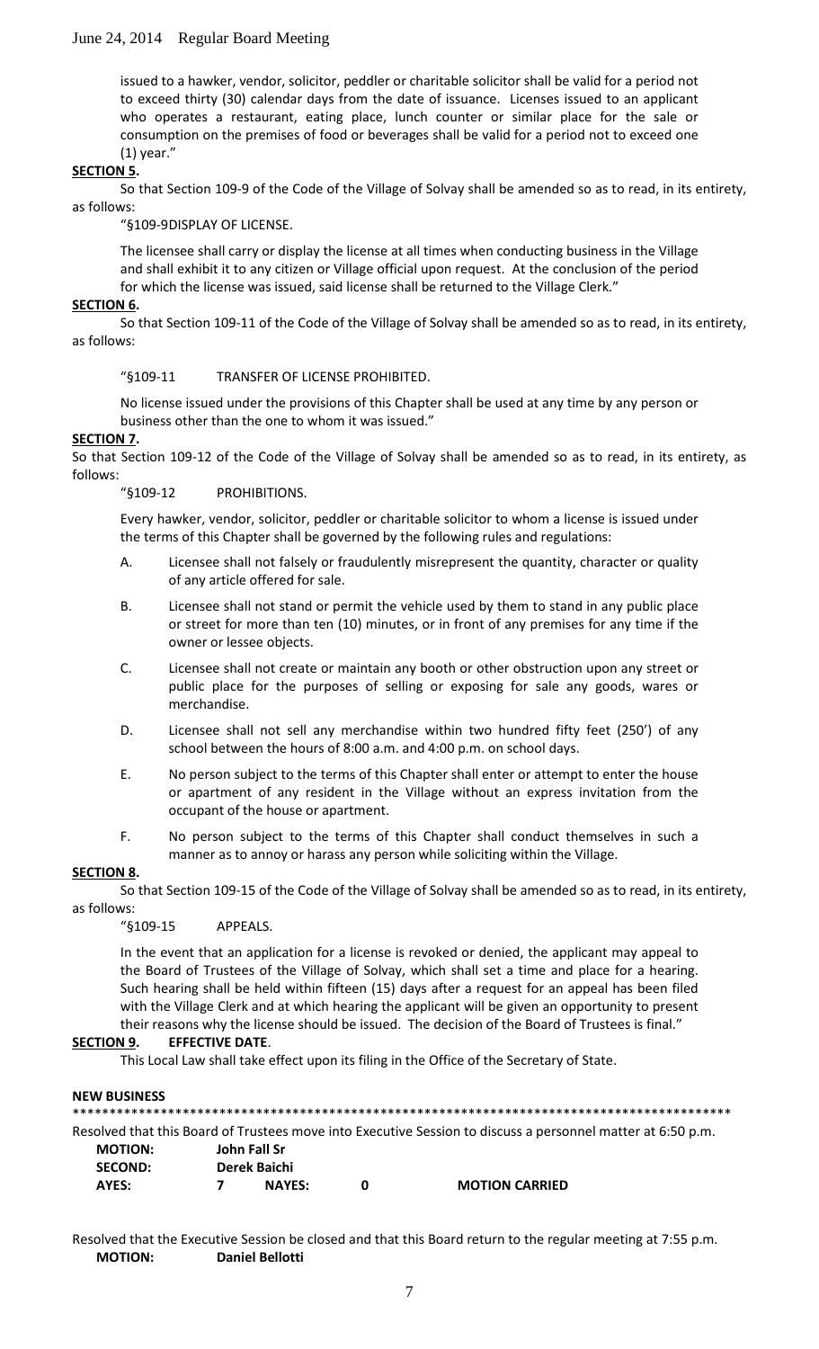issued to a hawker, vendor, solicitor, peddler or charitable solicitor shall be valid for a period not to exceed thirty (30) calendar days from the date of issuance. Licenses issued to an applicant who operates a restaurant, eating place, lunch counter or similar place for the sale or consumption on the premises of food or beverages shall be valid for a period not to exceed one (1) year."

**SECTION 5.**

So that Section 109-9 of the Code of the Village of Solvay shall be amended so as to read, in its entirety, as follows:

"§109-9DISPLAY OF LICENSE.

The licensee shall carry or display the license at all times when conducting business in the Village and shall exhibit it to any citizen or Village official upon request. At the conclusion of the period for which the license was issued, said license shall be returned to the Village Clerk."

**SECTION 6.**

So that Section 109-11 of the Code of the Village of Solvay shall be amended so as to read, in its entirety, as follows:

"§109-11 TRANSFER OF LICENSE PROHIBITED.

No license issued under the provisions of this Chapter shall be used at any time by any person or business other than the one to whom it was issued."

**SECTION 7.**

So that Section 109-12 of the Code of the Village of Solvay shall be amended so as to read, in its entirety, as follows:

"§109-12 PROHIBITIONS.

Every hawker, vendor, solicitor, peddler or charitable solicitor to whom a license is issued under the terms of this Chapter shall be governed by the following rules and regulations:

A. Licensee shall not falsely or fraudulently misrepresent the quantity, character or quality of any article offered for sale.

B. Licensee shall not stand or permit the vehicle used by them to stand in any public place or street for more than ten (10) minutes, or in front of any premises for any time if the owner or lessee objects.

C. Licensee shall not create or maintain any booth or other obstruction upon any street or public place for the purposes of selling or exposing for sale any goods, wares or merchandise.

D. Licensee shall not sell any merchandise within two hundred fifty feet (250') of any school between the hours of 8:00 a.m. and 4:00 p.m. on school days.

E. No person subject to the terms of this Chapter shall enter or attempt to enter the house or apartment of any resident in the Village without an express invitation from the occupant of the house or apartment.

F. No person subject to the terms of this Chapter shall conduct themselves in such a manner as to annoy or harass any person while soliciting within the Village.

**SECTION 8.**

So that Section 109-15 of the Code of the Village of Solvay shall be amended so as to read, in its entirety, as follows:

"§109-15 APPEALS.

In the event that an application for a license is revoked or denied, the applicant may appeal to the Board of Trustees of the Village of Solvay, which shall set a time and place for a hearing. Such hearing shall be held within fifteen (15) days after a request for an appeal has been filed with the Village Clerk and at which hearing the applicant will be given an opportunity to present their reasons why the license should be issued. The decision of the Board of Trustees is final."

**SECTION 9. EFFECTIVE DATE.**

This Local Law shall take effect upon its filing in the Office of the Secretary of State.

**NEW BUSINESS**

*******************************************************************************************

Resolved that this Board of Trustees move into Executive Session to discuss a personnel matter at 6:50 p.m.

**MOTION:** **John Fall Sr**
**SECOND:** **Derek Baichi**
**AYES:** **7** **NAYES:** **0** **MOTION CARRIED**

Resolved that the Executive Session be closed and that this Board return to the regular meeting at 7:55 p.m.

**MOTION:** **Daniel Bellotti**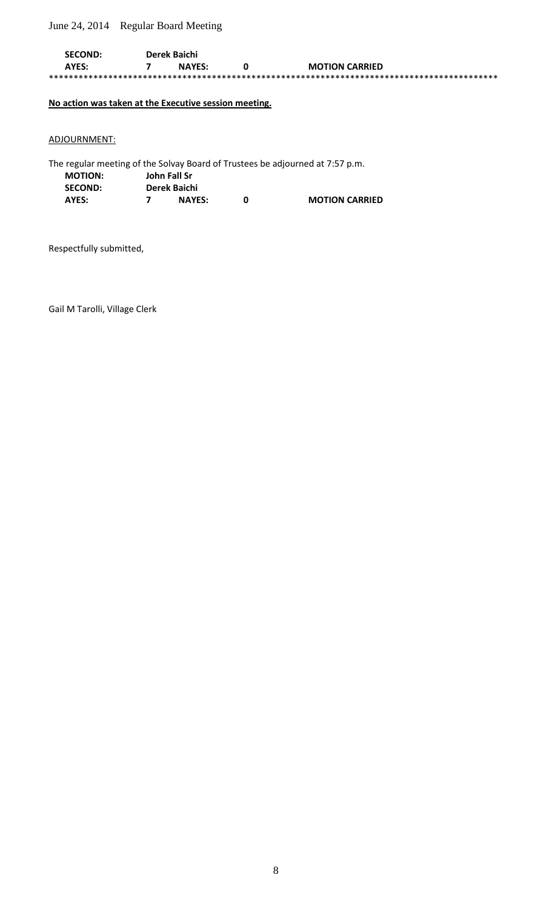| | | | | |
|---|---|---|---|---|
| **SECOND:** | **Derek Baichi** | | | |
| **AYES:** | **7** | **NAYES:** | **0** | **MOTION CARRIED** |

*******************************************************************************************

**<u>No action was taken at the Executive session meeting.</u>**

<u>ADJOURNMENT:</u>

The regular meeting of the Solvay Board of Trustees be adjourned at 7:57 p.m.

| | | | | |
|---|---|---|---|---|
| **MOTION:** | **John Fall Sr** | | | |
| **SECOND:** | **Derek Baichi** | | | |
| **AYES:** | **7** | **NAYES:** | **0** | **MOTION CARRIED** |

Respectfully submitted,

Gail M Tarolli, Village Clerk